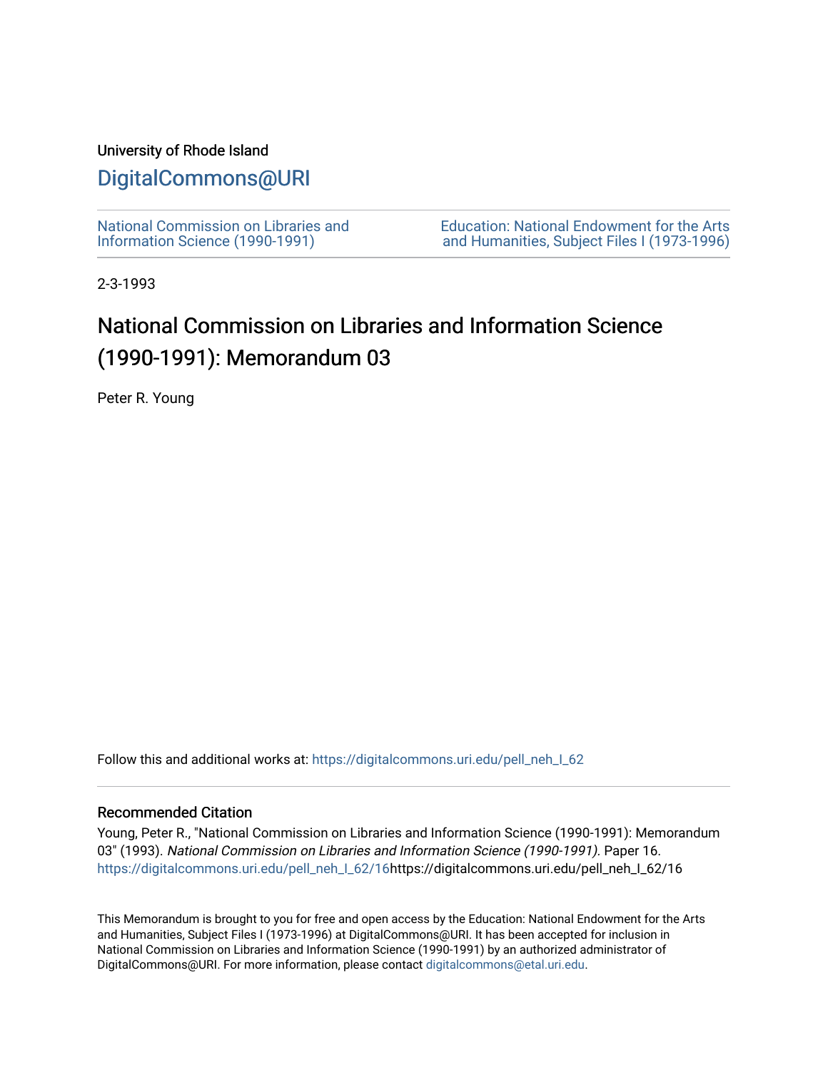University of Rhode Island

# DigitalCommons@URI

National Commission on Libraries and Information Science (1990-1991)

Education: National Endowment for the Arts and Humanities, Subject Files I (1973-1996)

2-3-1993

# National Commission on Libraries and Information Science (1990-1991): Memorandum 03

Peter R. Young

Follow this and additional works at: https://digitalcommons.uri.edu/pell_neh_I_62

## Recommended Citation

Young, Peter R., "National Commission on Libraries and Information Science (1990-1991): Memorandum 03" (1993). *National Commission on Libraries and Information Science (1990-1991)*. Paper 16. https://digitalcommons.uri.edu/pell_neh_I_62/16https://digitalcommons.uri.edu/pell_neh_I_62/16

This Memorandum is brought to you for free and open access by the Education: National Endowment for the Arts and Humanities, Subject Files I (1973-1996) at DigitalCommons@URI. It has been accepted for inclusion in National Commission on Libraries and Information Science (1990-1991) by an authorized administrator of DigitalCommons@URI. For more information, please contact digitalcommons@etal.uri.edu.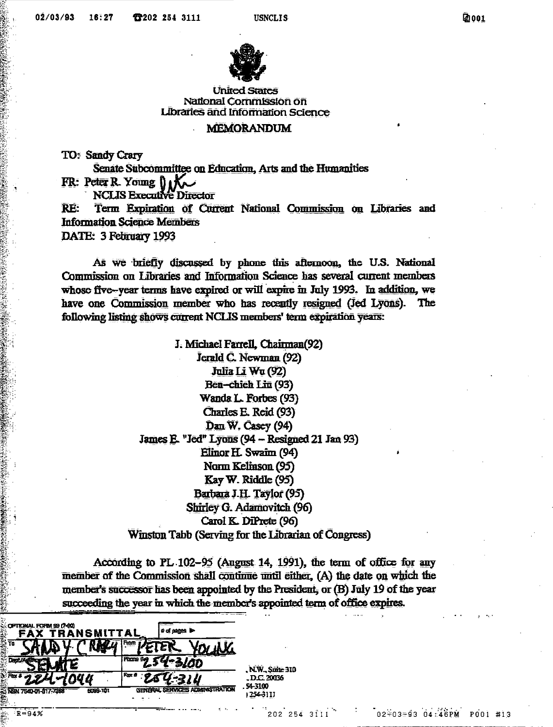United States
National Commission on
Libraries and Information Science

**MEMORANDUM**

TO: Sandy Crary
Senate Subcommittee on Education, Arts and the Humanities

FR: Peter R. Young
NCLIS Executive Director

RE: Term Expiration of Current National Commission on Libraries and Information Science Members

DATE: 3 February 1993

As we briefly discussed by phone this afternoon, the U.S. National Commission on Libraries and Information Science has several current members whose five-year terms have expired or will expire in July 1993. In addition, we have one Commission member who has recently resigned (Jed Lyons). The following listing shows current NCLIS members' term expiration years:

J. Michael Farrell, Chairman(92)
Jerald C. Newman (92)
Julia Li Wu (92)
Ben-chieh Liu (93)
Wanda L. Forbes (93)
Charles E. Reid (93)
Dan W. Casey (94)
James E. "Jed" Lyons (94 – Resigned 21 Jan 93)
Elinor H. Swaim (94)
Norm Kelinson (95)
Kay W. Riddle (95)
Barbara J.H. Taylor (95)
Shirley G. Adamovitch (96)
Carol K. DiPrete (96)
Winston Tabb (Serving for the Librarian of Congress)

According to PL 102-95 (August 14, 1991), the term of office for any member of the Commission shall continue until either, (A) the date on which the member's successor has been appointed by the President, or (B) July 19 of the year succeeding the year in which the member's appointed term of office expires.

OPTIONAL FORM 99 (7-90)
FAX TRANSMITTAL # of pages ▶

| | |
|---|---|
| To SANDY CRARY | From PETER YOUNG |
| Dept/Agency SENATE | Phone # 254-3100 |
| Fax # 224-1044 | Fax # 254-3111 |
| NSN 7540-01-317-7368 5099-101 | GENERAL SERVICES ADMINISTRATION |

, N.W., Suite 310
, D.C. 20036
54-3100
254-3111